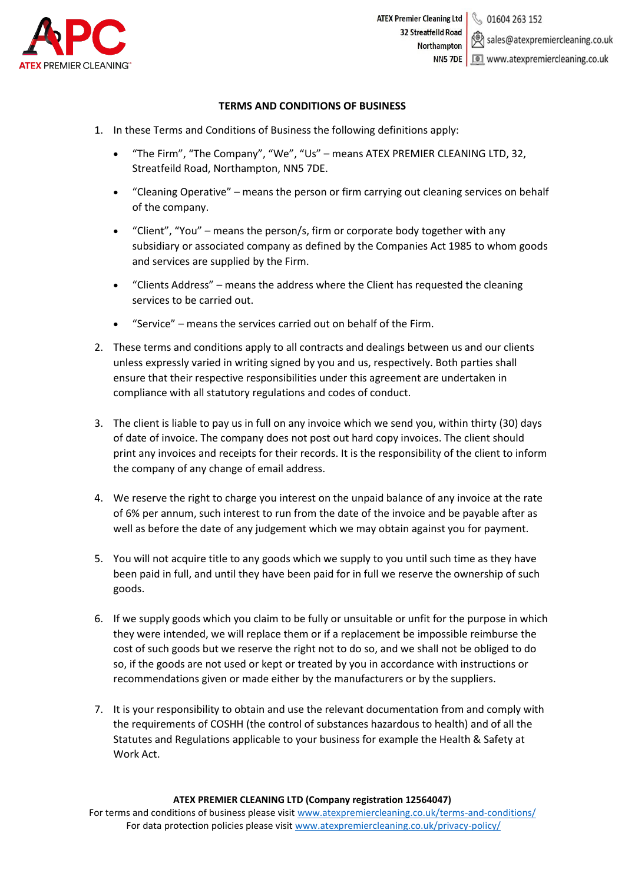ATEX Premier Cleaning Ltd
32 Streatfeild Road
Northampton
NN5 7DE

01604 263 152
sales@atexpremiercleaning.co.uk
www.atexpremiercleaning.co.uk

# TERMS AND CONDITIONS OF BUSINESS

1. In these Terms and Conditions of Business the following definitions apply:
   - "The Firm", "The Company", "We", "Us" – means ATEX PREMIER CLEANING LTD, 32, Streatfeild Road, Northampton, NN5 7DE.
   - "Cleaning Operative" – means the person or firm carrying out cleaning services on behalf of the company.
   - "Client", "You" – means the person/s, firm or corporate body together with any subsidiary or associated company as defined by the Companies Act 1985 to whom goods and services are supplied by the Firm.
   - "Clients Address" – means the address where the Client has requested the cleaning services to be carried out.
   - "Service" – means the services carried out on behalf of the Firm.
2. These terms and conditions apply to all contracts and dealings between us and our clients unless expressly varied in writing signed by you and us, respectively. Both parties shall ensure that their respective responsibilities under this agreement are undertaken in compliance with all statutory regulations and codes of conduct.
3. The client is liable to pay us in full on any invoice which we send you, within thirty (30) days of date of invoice. The company does not post out hard copy invoices. The client should print any invoices and receipts for their records. It is the responsibility of the client to inform the company of any change of email address.
4. We reserve the right to charge you interest on the unpaid balance of any invoice at the rate of 6% per annum, such interest to run from the date of the invoice and be payable after as well as before the date of any judgement which we may obtain against you for payment.
5. You will not acquire title to any goods which we supply to you until such time as they have been paid in full, and until they have been paid for in full we reserve the ownership of such goods.
6. If we supply goods which you claim to be fully or unsuitable or unfit for the purpose in which they were intended, we will replace them or if a replacement be impossible reimburse the cost of such goods but we reserve the right not to do so, and we shall not be obliged to do so, if the goods are not used or kept or treated by you in accordance with instructions or recommendations given or made either by the manufacturers or by the suppliers.
7. It is your responsibility to obtain and use the relevant documentation from and comply with the requirements of COSHH (the control of substances hazardous to health) and of all the Statutes and Regulations applicable to your business for example the Health & Safety at Work Act.

**ATEX PREMIER CLEANING LTD (Company registration 12564047)**
For terms and conditions of business please visit www.atexpremiercleaning.co.uk/terms-and-conditions/
For data protection policies please visit www.atexpremiercleaning.co.uk/privacy-policy/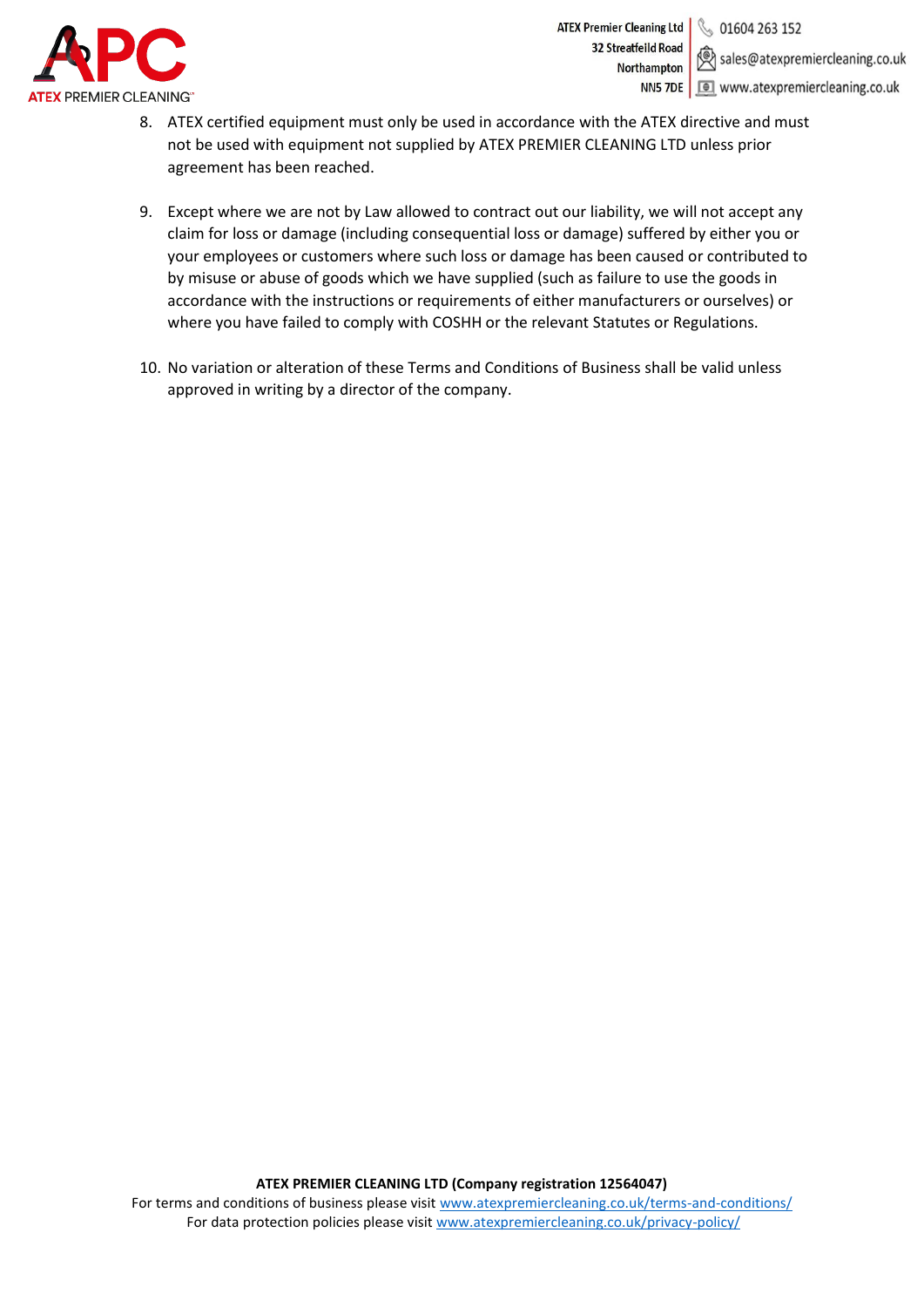8. ATEX certified equipment must only be used in accordance with the ATEX directive and must not be used with equipment not supplied by ATEX PREMIER CLEANING LTD unless prior agreement has been reached.

9. Except where we are not by Law allowed to contract out our liability, we will not accept any claim for loss or damage (including consequential loss or damage) suffered by either you or your employees or customers where such loss or damage has been caused or contributed to by misuse or abuse of goods which we have supplied (such as failure to use the goods in accordance with the instructions or requirements of either manufacturers or ourselves) or where you have failed to comply with COSHH or the relevant Statutes or Regulations.

10. No variation or alteration of these Terms and Conditions of Business shall be valid unless approved in writing by a director of the company.